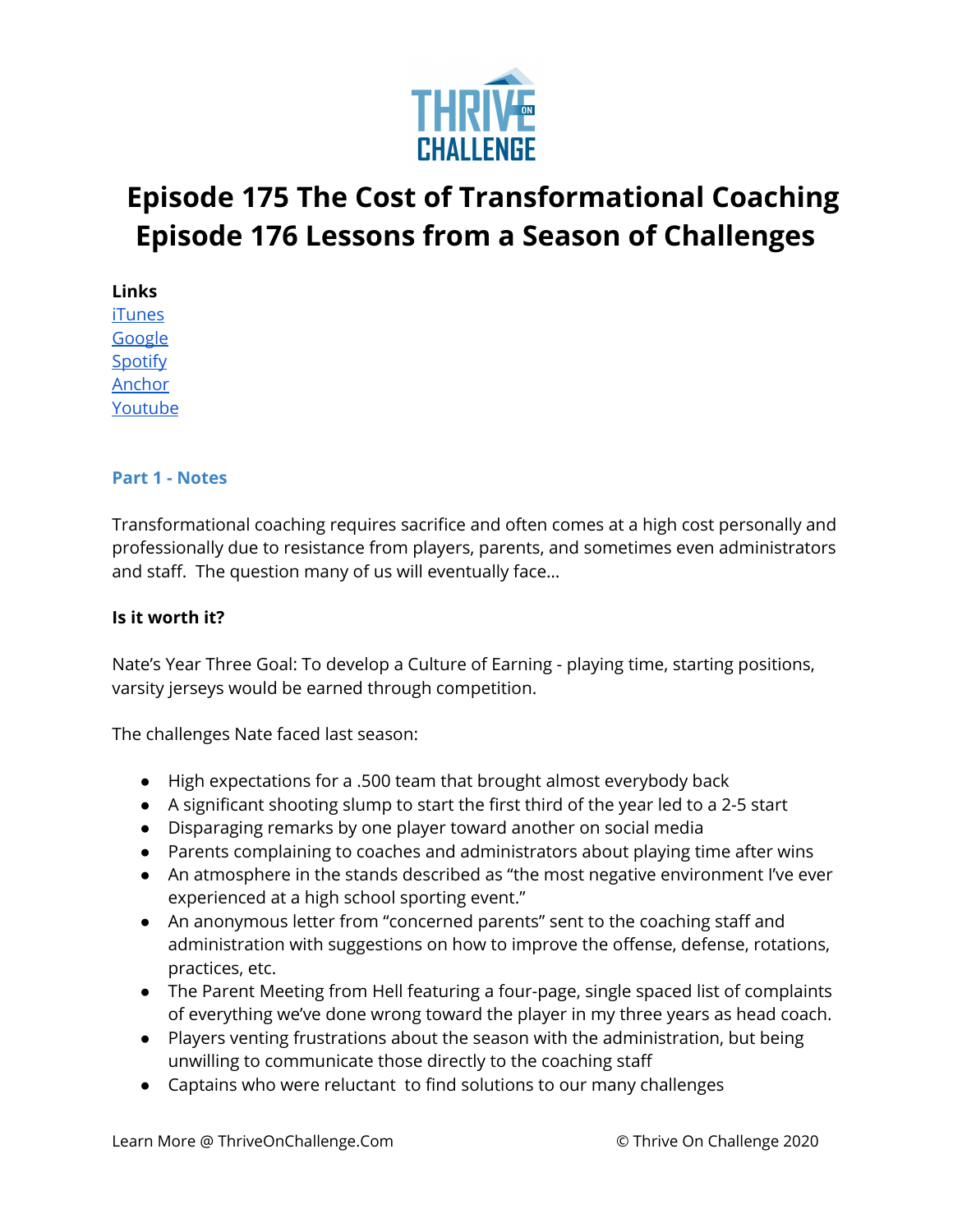# Episode 175 The Cost of Transformational Coaching
# Episode 176 Lessons from a Season of Challenges

**Links**
iTunes
Google
Spotify
Anchor
Youtube

### Part 1 - Notes

Transformational coaching requires sacrifice and often comes at a high cost personally and professionally due to resistance from players, parents, and sometimes even administrators and staff. The question many of us will eventually face...

**Is it worth it?**

Nate's Year Three Goal: To develop a Culture of Earning - playing time, starting positions, varsity jerseys would be earned through competition.

The challenges Nate faced last season:

- High expectations for a .500 team that brought almost everybody back
- A significant shooting slump to start the first third of the year led to a 2-5 start
- Disparaging remarks by one player toward another on social media
- Parents complaining to coaches and administrators about playing time after wins
- An atmosphere in the stands described as "the most negative environment I've ever experienced at a high school sporting event."
- An anonymous letter from "concerned parents" sent to the coaching staff and administration with suggestions on how to improve the offense, defense, rotations, practices, etc.
- The Parent Meeting from Hell featuring a four-page, single spaced list of complaints of everything we've done wrong toward the player in my three years as head coach.
- Players venting frustrations about the season with the administration, but being unwilling to communicate those directly to the coaching staff
- Captains who were reluctant to find solutions to our many challenges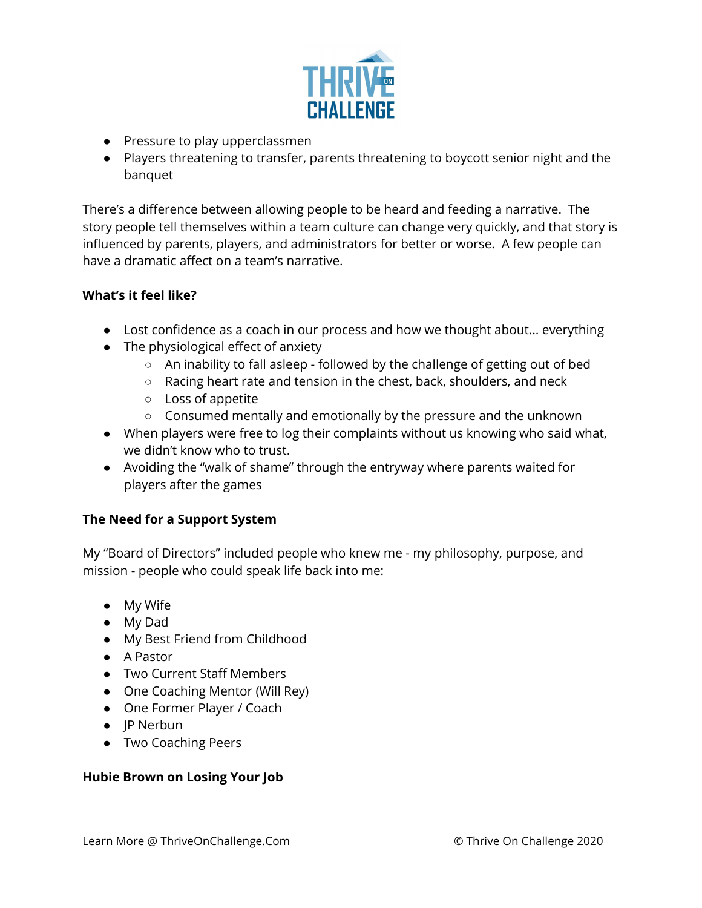- Pressure to play upperclassmen
- Players threatening to transfer, parents threatening to boycott senior night and the banquet

There's a difference between allowing people to be heard and feeding a narrative. The story people tell themselves within a team culture can change very quickly, and that story is influenced by parents, players, and administrators for better or worse. A few people can have a dramatic affect on a team's narrative.

**What's it feel like?**

- Lost confidence as a coach in our process and how we thought about… everything
- The physiological effect of anxiety
  - An inability to fall asleep - followed by the challenge of getting out of bed
  - Racing heart rate and tension in the chest, back, shoulders, and neck
  - Loss of appetite
  - Consumed mentally and emotionally by the pressure and the unknown
- When players were free to log their complaints without us knowing who said what, we didn't know who to trust.
- Avoiding the "walk of shame" through the entryway where parents waited for players after the games

**The Need for a Support System**

My "Board of Directors" included people who knew me - my philosophy, purpose, and mission - people who could speak life back into me:

- My Wife
- My Dad
- My Best Friend from Childhood
- A Pastor
- Two Current Staff Members
- One Coaching Mentor (Will Rey)
- One Former Player / Coach
- JP Nerbun
- Two Coaching Peers

**Hubie Brown on Losing Your Job**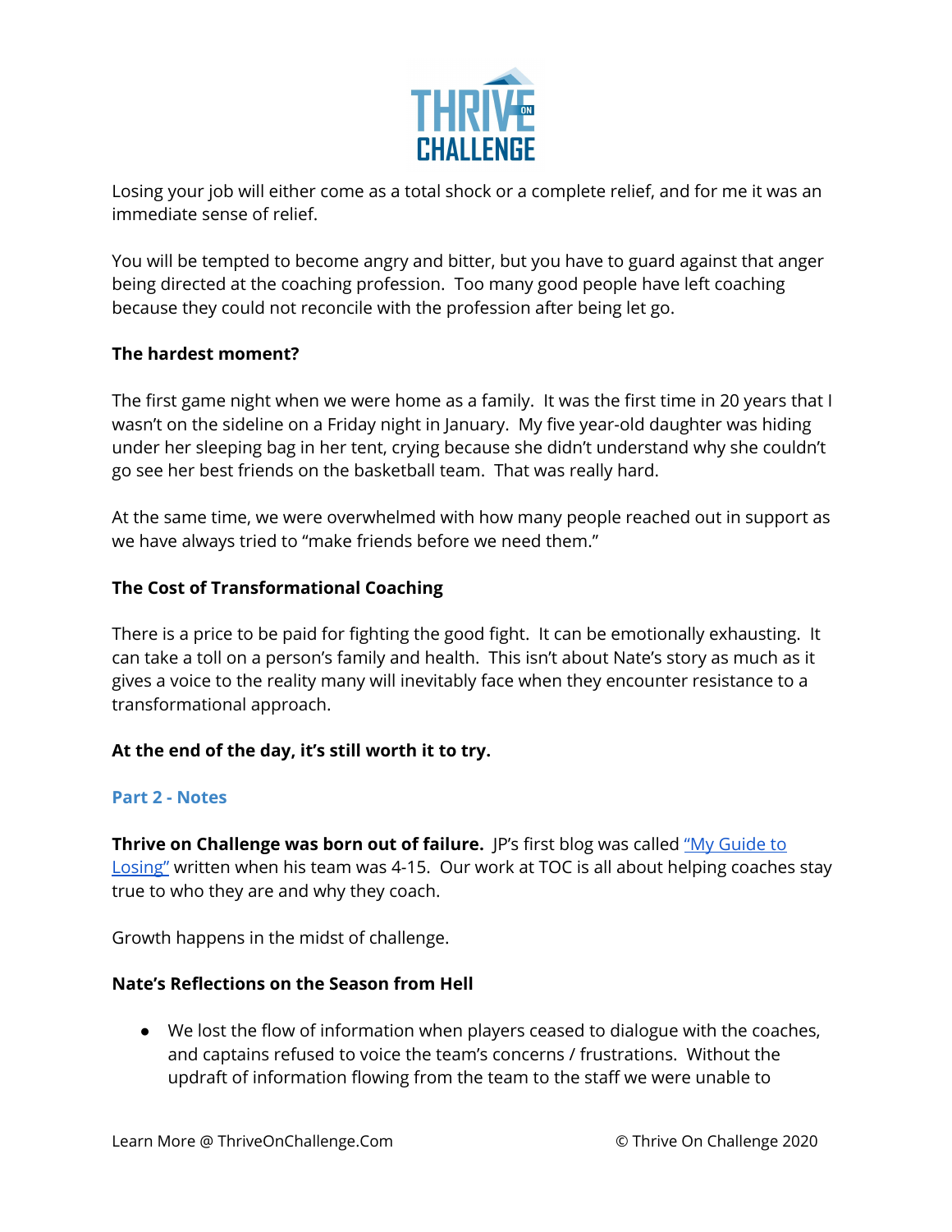Losing your job will either come as a total shock or a complete relief, and for me it was an immediate sense of relief.

You will be tempted to become angry and bitter, but you have to guard against that anger being directed at the coaching profession. Too many good people have left coaching because they could not reconcile with the profession after being let go.

**The hardest moment?**

The first game night when we were home as a family. It was the first time in 20 years that I wasn't on the sideline on a Friday night in January. My five year-old daughter was hiding under her sleeping bag in her tent, crying because she didn't understand why she couldn't go see her best friends on the basketball team. That was really hard.

At the same time, we were overwhelmed with how many people reached out in support as we have always tried to "make friends before we need them."

**The Cost of Transformational Coaching**

There is a price to be paid for fighting the good fight. It can be emotionally exhausting. It can take a toll on a person's family and health. This isn't about Nate's story as much as it gives a voice to the reality many will inevitably face when they encounter resistance to a transformational approach.

**At the end of the day, it's still worth it to try.**

## Part 2 - Notes

**Thrive on Challenge was born out of failure.** JP's first blog was called "My Guide to Losing" written when his team was 4-15. Our work at TOC is all about helping coaches stay true to who they are and why they coach.

Growth happens in the midst of challenge.

**Nate's Reflections on the Season from Hell**

- We lost the flow of information when players ceased to dialogue with the coaches, and captains refused to voice the team's concerns / frustrations. Without the updraft of information flowing from the team to the staff we were unable to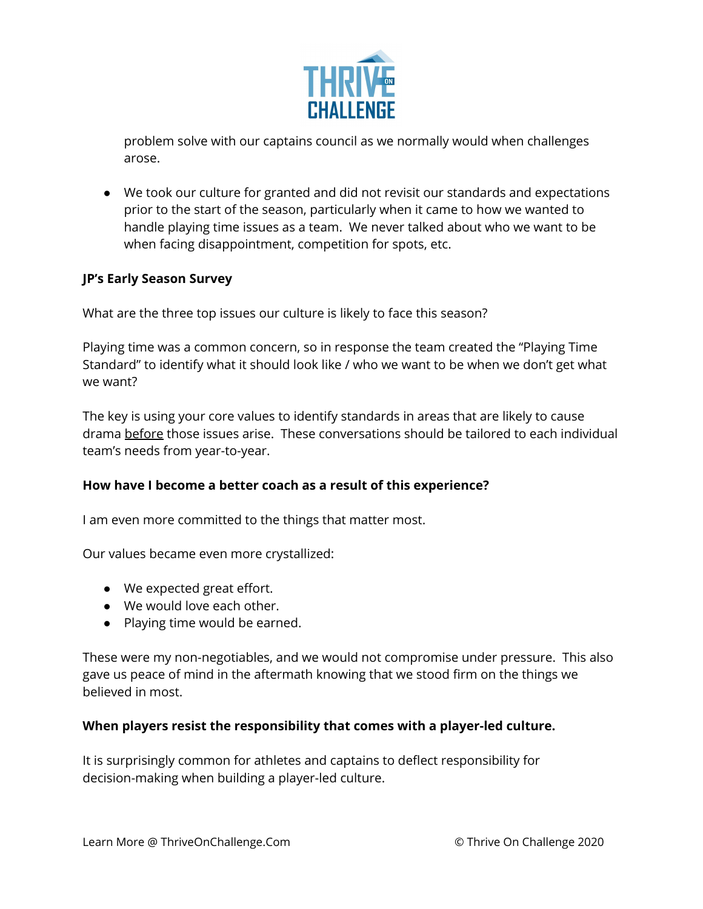problem solve with our captains council as we normally would when challenges arose.

- We took our culture for granted and did not revisit our standards and expectations prior to the start of the season, particularly when it came to how we wanted to handle playing time issues as a team. We never talked about who we want to be when facing disappointment, competition for spots, etc.

**JP's Early Season Survey**

What are the three top issues our culture is likely to face this season?

Playing time was a common concern, so in response the team created the "Playing Time Standard" to identify what it should look like / who we want to be when we don't get what we want?

The key is using your core values to identify standards in areas that are likely to cause drama before those issues arise. These conversations should be tailored to each individual team's needs from year-to-year.

**How have I become a better coach as a result of this experience?**

I am even more committed to the things that matter most.

Our values became even more crystallized:

- We expected great effort.
- We would love each other.
- Playing time would be earned.

These were my non-negotiables, and we would not compromise under pressure. This also gave us peace of mind in the aftermath knowing that we stood firm on the things we believed in most.

**When players resist the responsibility that comes with a player-led culture.**

It is surprisingly common for athletes and captains to deflect responsibility for decision-making when building a player-led culture.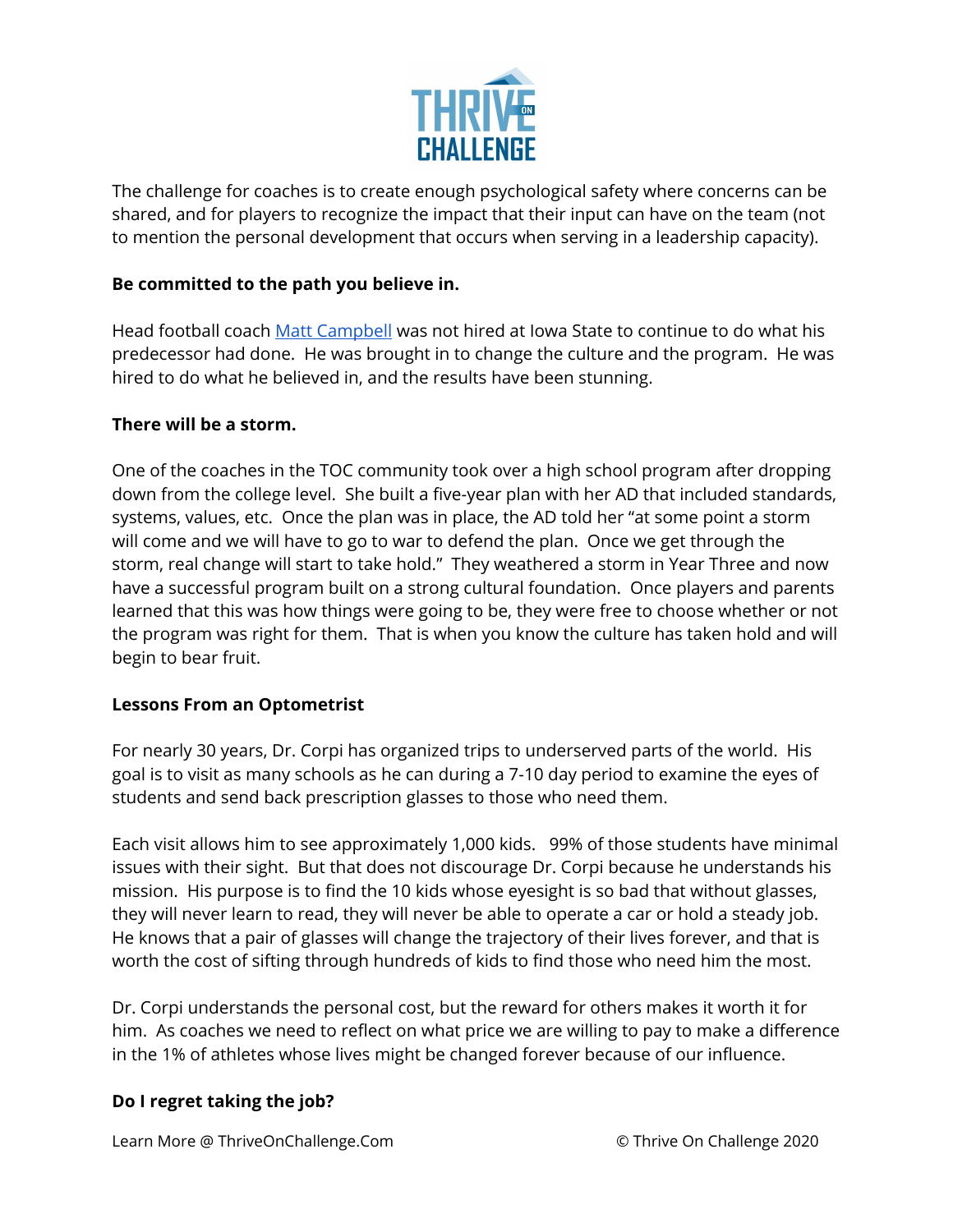The challenge for coaches is to create enough psychological safety where concerns can be shared, and for players to recognize the impact that their input can have on the team (not to mention the personal development that occurs when serving in a leadership capacity).

**Be committed to the path you believe in.**

Head football coach Matt Campbell was not hired at Iowa State to continue to do what his predecessor had done. He was brought in to change the culture and the program. He was hired to do what he believed in, and the results have been stunning.

**There will be a storm.**

One of the coaches in the TOC community took over a high school program after dropping down from the college level. She built a five-year plan with her AD that included standards, systems, values, etc. Once the plan was in place, the AD told her "at some point a storm will come and we will have to go to war to defend the plan. Once we get through the storm, real change will start to take hold." They weathered a storm in Year Three and now have a successful program built on a strong cultural foundation. Once players and parents learned that this was how things were going to be, they were free to choose whether or not the program was right for them. That is when you know the culture has taken hold and will begin to bear fruit.

**Lessons From an Optometrist**

For nearly 30 years, Dr. Corpi has organized trips to underserved parts of the world. His goal is to visit as many schools as he can during a 7-10 day period to examine the eyes of students and send back prescription glasses to those who need them.

Each visit allows him to see approximately 1,000 kids. 99% of those students have minimal issues with their sight. But that does not discourage Dr. Corpi because he understands his mission. His purpose is to find the 10 kids whose eyesight is so bad that without glasses, they will never learn to read, they will never be able to operate a car or hold a steady job. He knows that a pair of glasses will change the trajectory of their lives forever, and that is worth the cost of sifting through hundreds of kids to find those who need him the most.

Dr. Corpi understands the personal cost, but the reward for others makes it worth it for him. As coaches we need to reflect on what price we are willing to pay to make a difference in the 1% of athletes whose lives might be changed forever because of our influence.

**Do I regret taking the job?**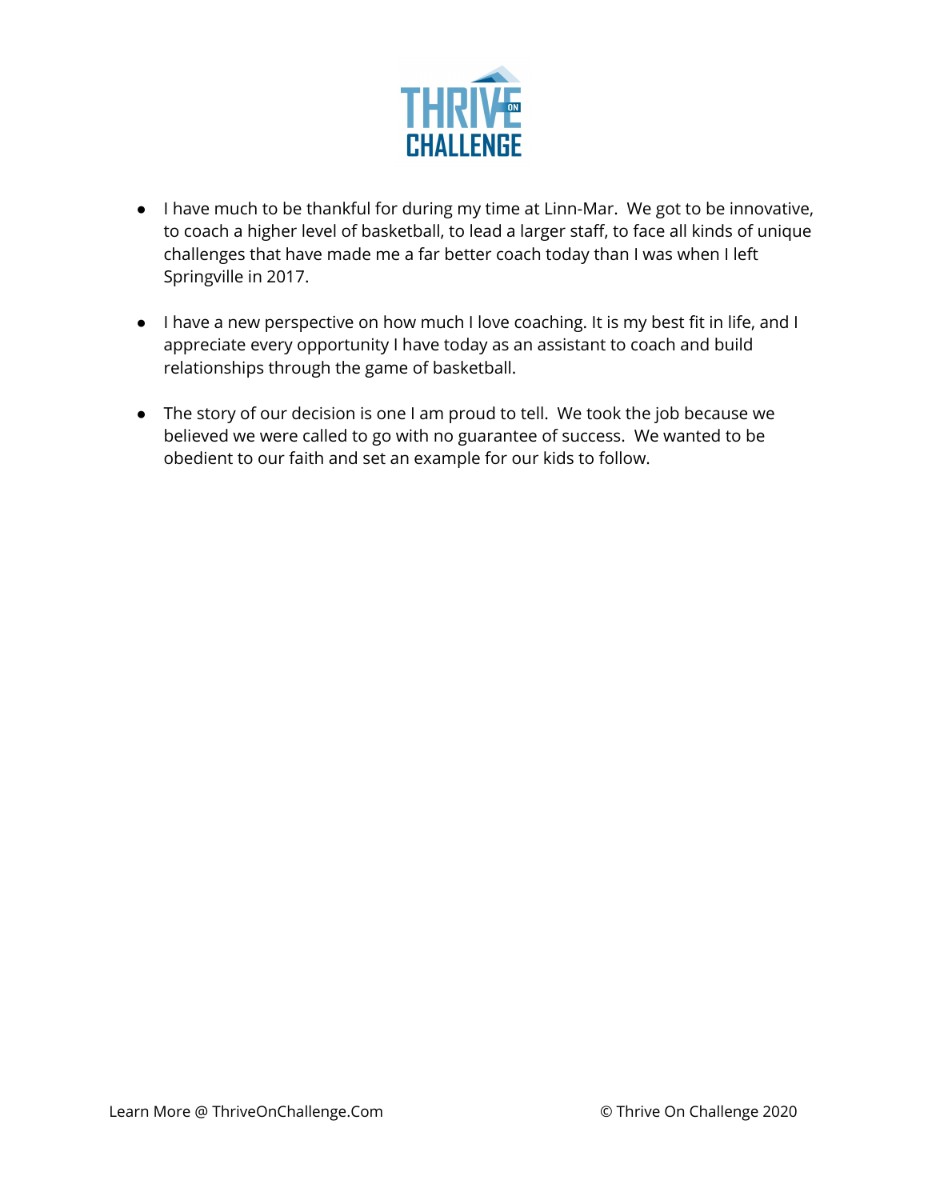- I have much to be thankful for during my time at Linn-Mar. We got to be innovative, to coach a higher level of basketball, to lead a larger staff, to face all kinds of unique challenges that have made me a far better coach today than I was when I left Springville in 2017.

- I have a new perspective on how much I love coaching. It is my best fit in life, and I appreciate every opportunity I have today as an assistant to coach and build relationships through the game of basketball.

- The story of our decision is one I am proud to tell. We took the job because we believed we were called to go with no guarantee of success. We wanted to be obedient to our faith and set an example for our kids to follow.